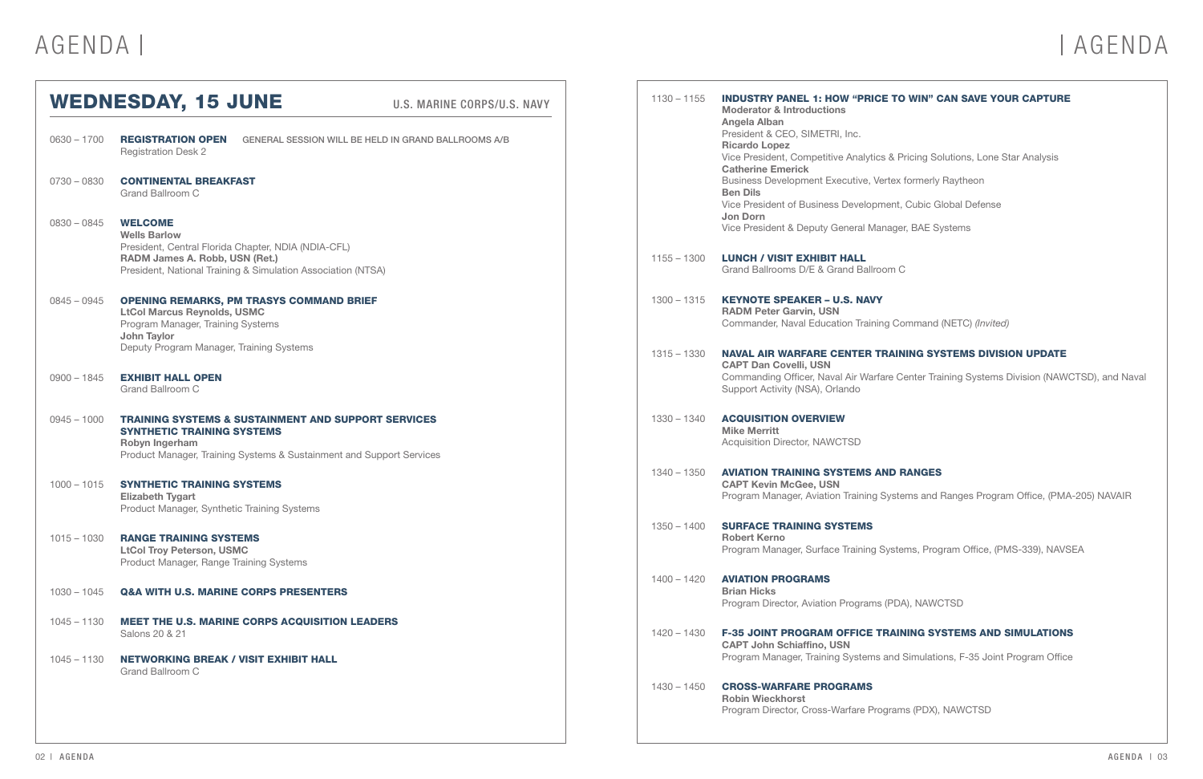# AGENDA

## WEDNESDAY, 15 JUNE

U.S. MARINE CORPS/U.S. NAVY

0630 – 1700 **REGISTRATION OPEN** GENERAL SESSION WILL BE HELD IN GRAND BALLROOMS A/B
Registration Desk 2

0730 – 0830 **CONTINENTAL BREAKFAST**
Grand Ballroom C

0830 – 0845 **WELCOME**
**Wells Barlow**
President, Central Florida Chapter, NDIA (NDIA-CFL)
**RADM James A. Robb, USN (Ret.)**
President, National Training & Simulation Association (NTSA)

0845 – 0945 **OPENING REMARKS, PM TRASYS COMMAND BRIEF**
**LtCol Marcus Reynolds, USMC**
Program Manager, Training Systems
**John Taylor**
Deputy Program Manager, Training Systems

0900 – 1845 **EXHIBIT HALL OPEN**
Grand Ballroom C

0945 – 1000 **TRAINING SYSTEMS & SUSTAINMENT AND SUPPORT SERVICES SYNTHETIC TRAINING SYSTEMS**
**Robyn Ingerham**
Product Manager, Training Systems & Sustainment and Support Services

1000 – 1015 **SYNTHETIC TRAINING SYSTEMS**
**Elizabeth Tygart**
Product Manager, Synthetic Training Systems

1015 – 1030 **RANGE TRAINING SYSTEMS**
**LtCol Troy Peterson, USMC**
Product Manager, Range Training Systems

1030 – 1045 **Q&A WITH U.S. MARINE CORPS PRESENTERS**

1045 – 1130 **MEET THE U.S. MARINE CORPS ACQUISITION LEADERS**
Salons 20 & 21

1045 – 1130 **NETWORKING BREAK / VISIT EXHIBIT HALL**
Grand Ballroom C

1130 – 1155 **INDUSTRY PANEL 1: HOW "PRICE TO WIN" CAN SAVE YOUR CAPTURE**
**Moderator & Introductions**
**Angela Alban**
President & CEO, SIMETRI, Inc.
**Ricardo Lopez**
Vice President, Competitive Analytics & Pricing Solutions, Lone Star Analysis
**Catherine Emerick**
Business Development Executive, Vertex formerly Raytheon
**Ben Dils**
Vice President of Business Development, Cubic Global Defense
**Jon Dorn**
Vice President & Deputy General Manager, BAE Systems

1155 – 1300 **LUNCH / VISIT EXHIBIT HALL**
Grand Ballrooms D/E & Grand Ballroom C

1300 – 1315 **KEYNOTE SPEAKER – U.S. NAVY**
**RADM Peter Garvin, USN**
Commander, Naval Education Training Command (NETC) *(Invited)*

1315 – 1330 **NAVAL AIR WARFARE CENTER TRAINING SYSTEMS DIVISION UPDATE**
**CAPT Dan Covelli, USN**
Commanding Officer, Naval Air Warfare Center Training Systems Division (NAWCTSD), and Naval Support Activity (NSA), Orlando

1330 – 1340 **ACQUISITION OVERVIEW**
**Mike Merritt**
Acquisition Director, NAWCTSD

1340 – 1350 **AVIATION TRAINING SYSTEMS AND RANGES**
**CAPT Kevin McGee, USN**
Program Manager, Aviation Training Systems and Ranges Program Office, (PMA-205) NAVAIR

1350 – 1400 **SURFACE TRAINING SYSTEMS**
**Robert Kerno**
Program Manager, Surface Training Systems, Program Office, (PMS-339), NAVSEA

1400 – 1420 **AVIATION PROGRAMS**
**Brian Hicks**
Program Director, Aviation Programs (PDA), NAWCTSD

1420 – 1430 **F-35 JOINT PROGRAM OFFICE TRAINING SYSTEMS AND SIMULATIONS**
**CAPT John Schiaffino, USN**
Program Manager, Training Systems and Simulations, F-35 Joint Program Office

1430 – 1450 **CROSS-WARFARE PROGRAMS**
**Robin Wieckhorst**
Program Director, Cross-Warfare Programs (PDX), NAWCTSD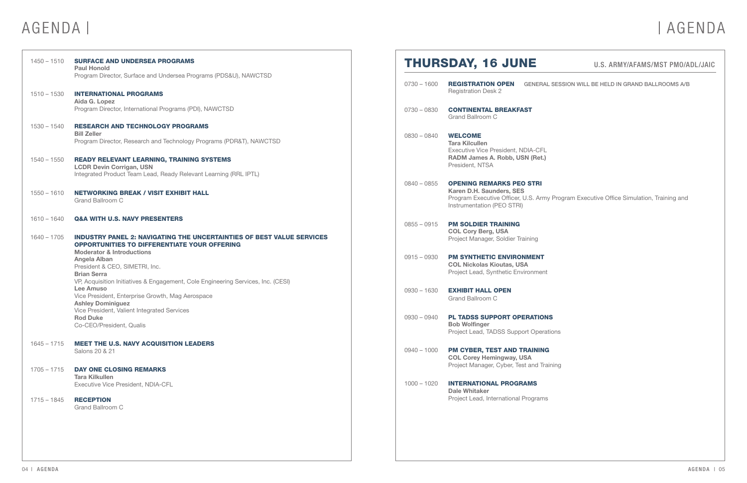# AGENDA

1450 – 1510 **SURFACE AND UNDERSEA PROGRAMS**
**Paul Honold**
Program Director, Surface and Undersea Programs (PDS&U), NAWCTSD

1510 – 1530 **INTERNATIONAL PROGRAMS**
**Aida G. Lopez**
Program Director, International Programs (PDI), NAWCTSD

1530 – 1540 **RESEARCH AND TECHNOLOGY PROGRAMS**
**Bill Zeller**
Program Director, Research and Technology Programs (PDR&T), NAWCTSD

1540 – 1550 **READY RELEVANT LEARNING, TRAINING SYSTEMS**
**LCDR Devin Corrigan, USN**
Integrated Product Team Lead, Ready Relevant Learning (RRL IPTL)

1550 – 1610 **NETWORKING BREAK / VISIT EXHIBIT HALL**
Grand Ballroom C

1610 – 1640 **Q&A WITH U.S. NAVY PRESENTERS**

1640 – 1705 **INDUSTRY PANEL 2: NAVIGATING THE UNCERTAINTIES OF BEST VALUE SERVICES OPPORTUNITIES TO DIFFERENTIATE YOUR OFFERING**
**Moderator & Introductions**
**Angela Alban**
President & CEO, SIMETRI, Inc.
**Brian Serra**
VP, Acquisition Initiatives & Engagement, Cole Engineering Services, Inc. (CESI)
**Lee Amuso**
Vice President, Enterprise Growth, Mag Aerospace
**Ashley Dominiguez**
Vice President, Valient Integrated Services
**Rod Duke**
Co-CEO/President, Qualis

1645 – 1715 **MEET THE U.S. NAVY ACQUISITION LEADERS**
Salons 20 & 21

1705 – 1715 **DAY ONE CLOSING REMARKS**
**Tara Kilkullen**
Executive Vice President, NDIA-CFL

1715 – 1845 **RECEPTION**
Grand Ballroom C

## THURSDAY, 16 JUNE

U.S. ARMY/AFAMS/MST PMO/ADL/JAIC

0730 – 1600 **REGISTRATION OPEN** GENERAL SESSION WILL BE HELD IN GRAND BALLROOMS A/B
Registration Desk 2

0730 – 0830 **CONTINENTAL BREAKFAST**
Grand Ballroom C

0830 – 0840 **WELCOME**
**Tara Kilcullen**
Executive Vice President, NDIA-CFL
**RADM James A. Robb, USN (Ret.)**
President, NTSA

0840 – 0855 **OPENING REMARKS PEO STRI**
**Karen D.H. Saunders, SES**
Program Executive Officer, U.S. Army Program Executive Office Simulation, Training and Instrumentation (PEO STRI)

0855 – 0915 **PM SOLDIER TRAINING**
**COL Cory Berg, USA**
Project Manager, Soldier Training

0915 – 0930 **PM SYNTHETIC ENVIRONMENT**
**COL Nickolas Kioutas, USA**
Project Lead, Synthetic Environment

0930 – 1630 **EXHIBIT HALL OPEN**
Grand Ballroom C

0930 – 0940 **PL TADSS SUPPORT OPERATIONS**
**Bob Wolfinger**
Project Lead, TADSS Support Operations

0940 – 1000 **PM CYBER, TEST AND TRAINING**
**COL Corey Hemingway, USA**
Project Manager, Cyber, Test and Training

1000 – 1020 **INTERNATIONAL PROGRAMS**
**Dale Whitaker**
Project Lead, International Programs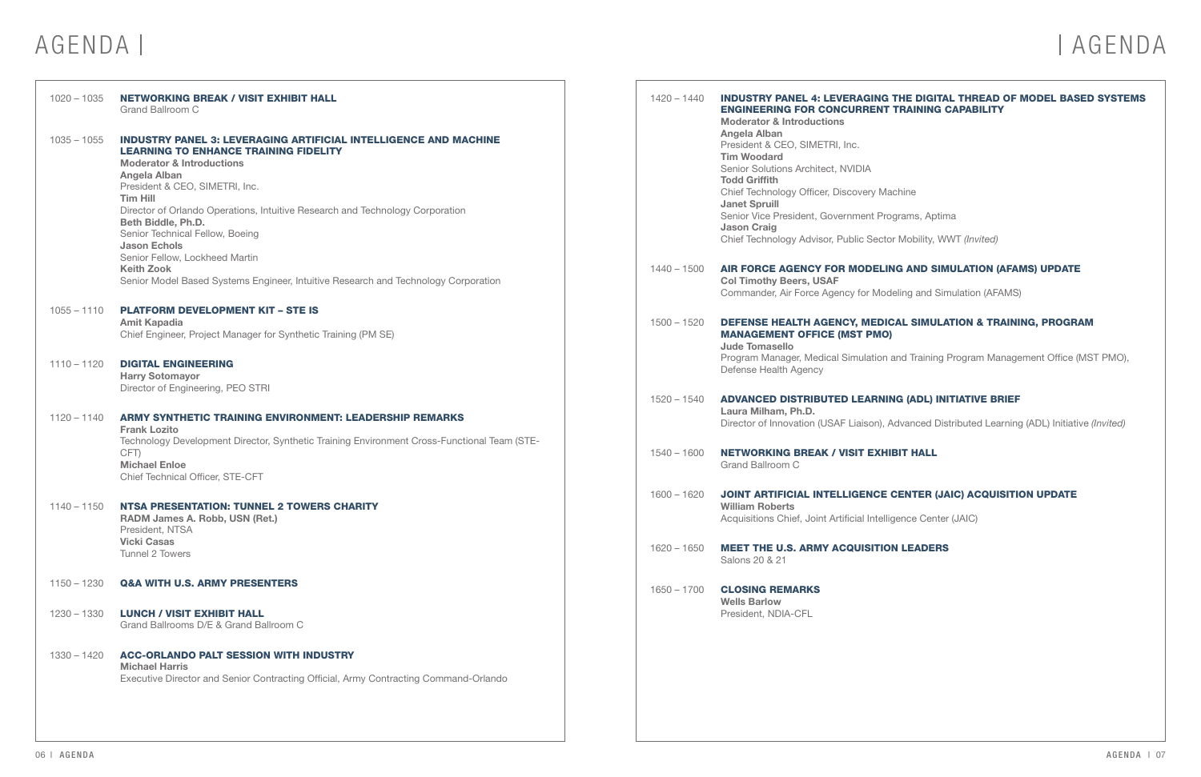# AGENDA

**1020 – 1035** **NETWORKING BREAK / VISIT EXHIBIT HALL**
Grand Ballroom C

**1035 – 1055** **INDUSTRY PANEL 3: LEVERAGING ARTIFICIAL INTELLIGENCE AND MACHINE LEARNING TO ENHANCE TRAINING FIDELITY**
**Moderator & Introductions**
**Angela Alban**
President & CEO, SIMETRI, Inc.
**Tim Hill**
Director of Orlando Operations, Intuitive Research and Technology Corporation
**Beth Biddle, Ph.D.**
Senior Technical Fellow, Boeing
**Jason Echols**
Senior Fellow, Lockheed Martin
**Keith Zook**
Senior Model Based Systems Engineer, Intuitive Research and Technology Corporation

**1055 – 1110** **PLATFORM DEVELOPMENT KIT – STE IS**
**Amit Kapadia**
Chief Engineer, Project Manager for Synthetic Training (PM SE)

**1110 – 1120** **DIGITAL ENGINEERING**
**Harry Sotomayor**
Director of Engineering, PEO STRI

**1120 – 1140** **ARMY SYNTHETIC TRAINING ENVIRONMENT: LEADERSHIP REMARKS**
**Frank Lozito**
Technology Development Director, Synthetic Training Environment Cross-Functional Team (STE-CFT)
**Michael Enloe**
Chief Technical Officer, STE-CFT

**1140 – 1150** **NTSA PRESENTATION: TUNNEL 2 TOWERS CHARITY**
**RADM James A. Robb, USN (Ret.)**
President, NTSA
**Vicki Casas**
Tunnel 2 Towers

**1150 – 1230** **Q&A WITH U.S. ARMY PRESENTERS**

**1230 – 1330** **LUNCH / VISIT EXHIBIT HALL**
Grand Ballrooms D/E & Grand Ballroom C

**1330 – 1420** **ACC-ORLANDO PALT SESSION WITH INDUSTRY**
**Michael Harris**
Executive Director and Senior Contracting Official, Army Contracting Command-Orlando

**1420 – 1440** **INDUSTRY PANEL 4: LEVERAGING THE DIGITAL THREAD OF MODEL BASED SYSTEMS ENGINEERING FOR CONCURRENT TRAINING CAPABILITY**
**Moderator & Introductions**
**Angela Alban**
President & CEO, SIMETRI, Inc.
**Tim Woodard**
Senior Solutions Architect, NVIDIA
**Todd Griffith**
Chief Technology Officer, Discovery Machine
**Janet Spruill**
Senior Vice President, Government Programs, Aptima
**Jason Craig**
Chief Technology Advisor, Public Sector Mobility, WWT *(Invited)*

**1440 – 1500** **AIR FORCE AGENCY FOR MODELING AND SIMULATION (AFAMS) UPDATE**
**Col Timothy Beers, USAF**
Commander, Air Force Agency for Modeling and Simulation (AFAMS)

**1500 – 1520** **DEFENSE HEALTH AGENCY, MEDICAL SIMULATION & TRAINING, PROGRAM MANAGEMENT OFFICE (MST PMO)**
**Jude Tomasello**
Program Manager, Medical Simulation and Training Program Management Office (MST PMO), Defense Health Agency

**1520 – 1540** **ADVANCED DISTRIBUTED LEARNING (ADL) INITIATIVE BRIEF**
**Laura Milham, Ph.D.**
Director of Innovation (USAF Liaison), Advanced Distributed Learning (ADL) Initiative *(Invited)*

**1540 – 1600** **NETWORKING BREAK / VISIT EXHIBIT HALL**
Grand Ballroom C

**1600 – 1620** **JOINT ARTIFICIAL INTELLIGENCE CENTER (JAIC) ACQUISITION UPDATE**
**William Roberts**
Acquisitions Chief, Joint Artificial Intelligence Center (JAIC)

**1620 – 1650** **MEET THE U.S. ARMY ACQUISITION LEADERS**
Salons 20 & 21

**1650 – 1700** **CLOSING REMARKS**
**Wells Barlow**
President, NDIA-CFL